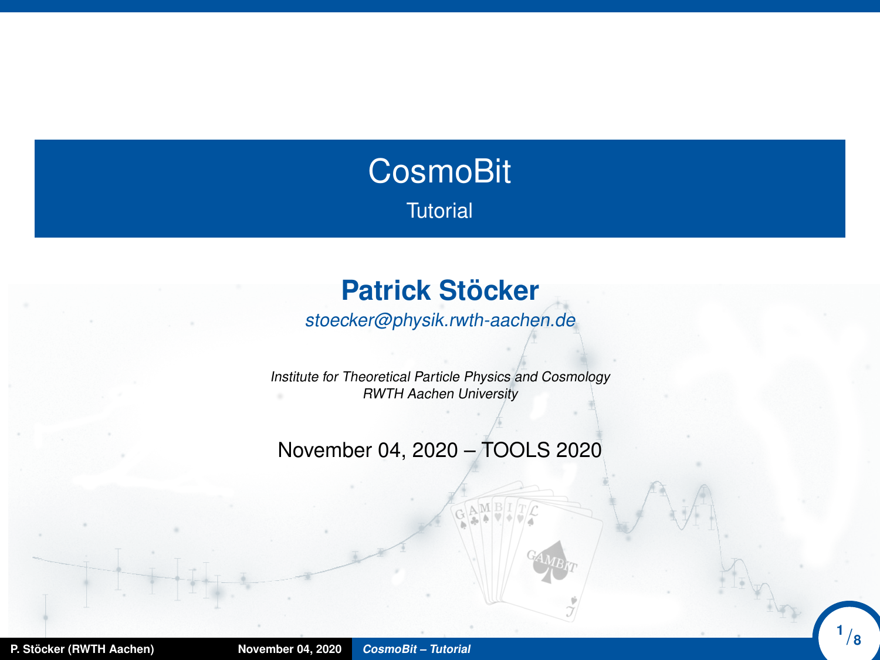# CosmoBit

Tutorial

**Patrick Stöcker**

*stoecker@physik.rwth-aachen.de*

*Institute for Theoretical Particle Physics and Cosmology*
*RWTH Aachen University*

November 04, 2020 – TOOLS 2020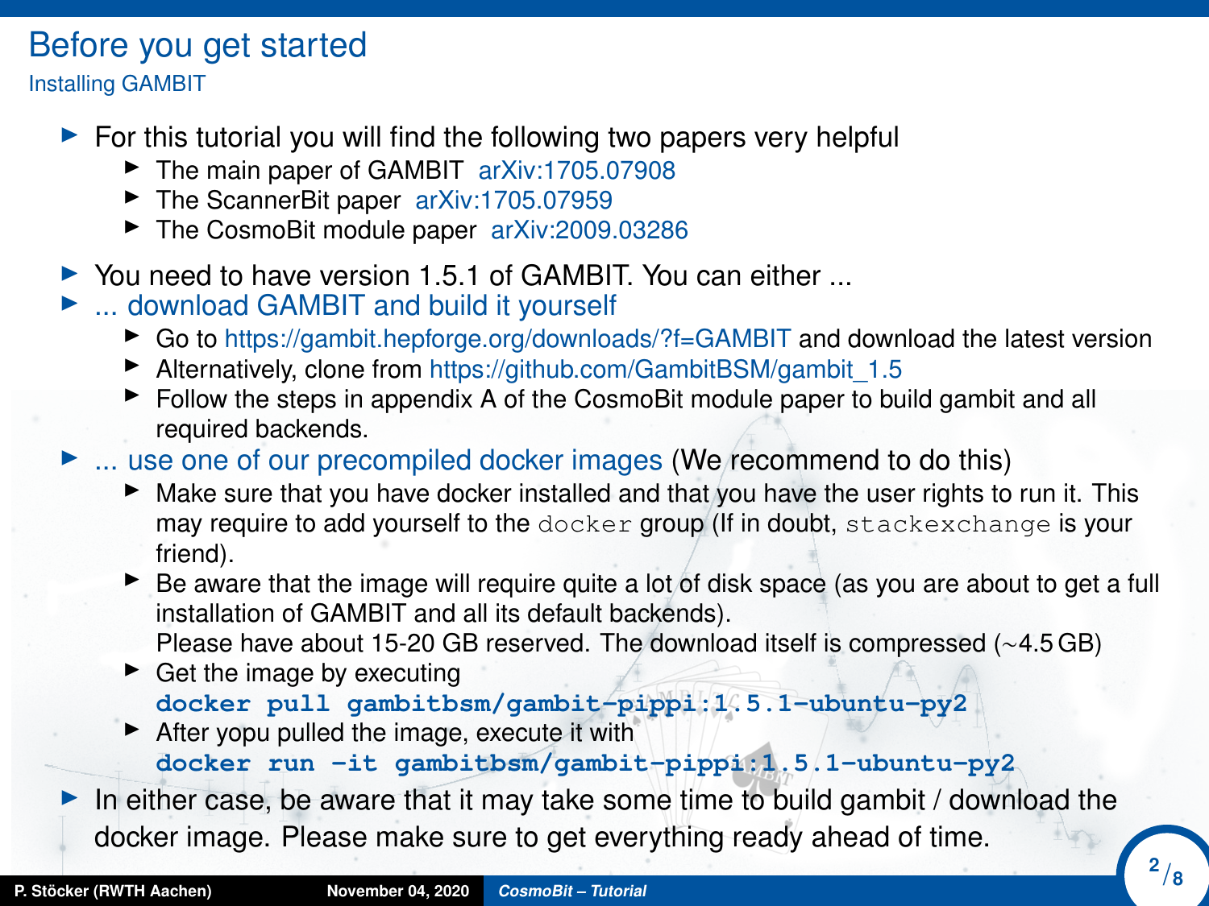# Before you get started

## Installing GAMBIT

- For this tutorial you will find the following two papers very helpful
  - The main paper of GAMBIT arXiv:1705.07908
  - The ScannerBit paper arXiv:1705.07959
  - The CosmoBit module paper arXiv:2009.03286
- You need to have version 1.5.1 of GAMBIT. You can either ...
- ... download GAMBIT and build it yourself
  - Go to https://gambit.hepforge.org/downloads/?f=GAMBIT and download the latest version
  - Alternatively, clone from https://github.com/GambitBSM/gambit_1.5
  - Follow the steps in appendix A of the CosmoBit module paper to build gambit and all required backends.
- ... use one of our precompiled docker images (We recommend to do this)
  - Make sure that you have docker installed and that you have the user rights to run it. This may require to add yourself to the `docker` group (If in doubt, `stackexchange` is your friend).
  - Be aware that the image will require quite a lot of disk space (as you are about to get a full installation of GAMBIT and all its default backends).
    Please have about 15-20 GB reserved. The download itself is compressed (∼4.5 GB)
  - Get the image by executing
    ```
    docker pull gambitbsm/gambit-pippi:1.5.1-ubuntu-py2
    ```
  - After yopu pulled the image, execute it with
    ```
    docker run -it gambitbsm/gambit-pippi:1.5.1-ubuntu-py2
    ```
- In either case, be aware that it may take some time to build gambit / download the docker image. Please make sure to get everything ready ahead of time.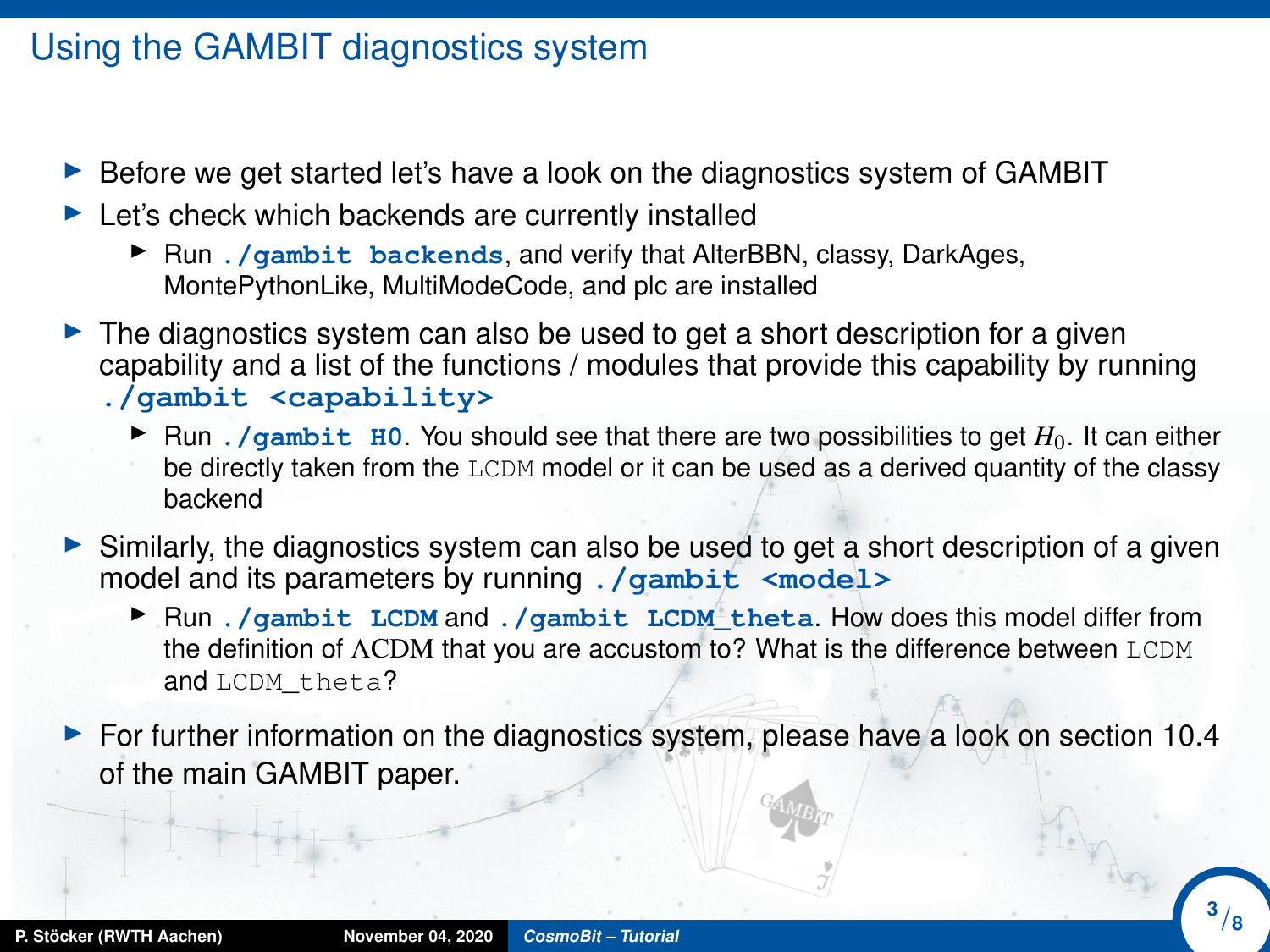# Using the GAMBIT diagnostics system

- Before we get started let's have a look on the diagnostics system of GAMBIT
- Let's check which backends are currently installed
  - Run `./gambit backends`, and verify that AlterBBN, classy, DarkAges, MontePythonLike, MultiModeCode, and plc are installed
- The diagnostics system can also be used to get a short description for a given capability and a list of the functions / modules that provide this capability by running `./gambit <capability>`
  - Run `./gambit H0`. You should see that there are two possibilities to get $H_0$. It can either be directly taken from the `LCDM` model or it can be used as a derived quantity of the classy backend
- Similarly, the diagnostics system can also be used to get a short description of a given model and its parameters by running `./gambit <model>`
  - Run `./gambit LCDM` and `./gambit LCDM_theta`. How does this model differ from the definition of $\Lambda$CDM that you are accustom to? What is the difference between `LCDM` and `LCDM_theta`?
- For further information on the diagnostics system, please have a look on section 10.4 of the main GAMBIT paper.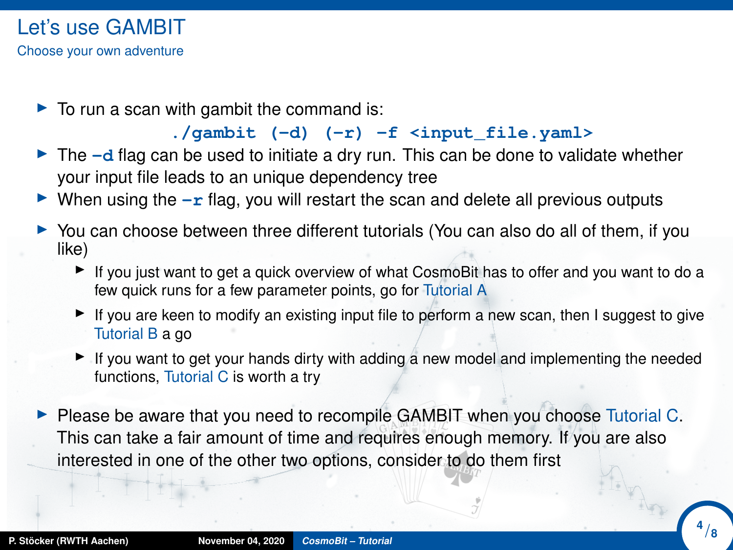# Let's use GAMBIT

## Choose your own adventure

- To run a scan with gambit the command is:

```
./gambit (-d) (-r) -f <input_file.yaml>
```

- The **-d** flag can be used to initiate a dry run. This can be done to validate whether your input file leads to an unique dependency tree
- When using the **-r** flag, you will restart the scan and delete all previous outputs
- You can choose between three different tutorials (You can also do all of them, if you like)
  - If you just want to get a quick overview of what CosmoBit has to offer and you want to do a few quick runs for a few parameter points, go for Tutorial A
  - If you are keen to modify an existing input file to perform a new scan, then I suggest to give Tutorial B a go
  - If you want to get your hands dirty with adding a new model and implementing the needed functions, Tutorial C is worth a try
- Please be aware that you need to recompile GAMBIT when you choose Tutorial C. This can take a fair amount of time and requires enough memory. If you are also interested in one of the other two options, consider to do them first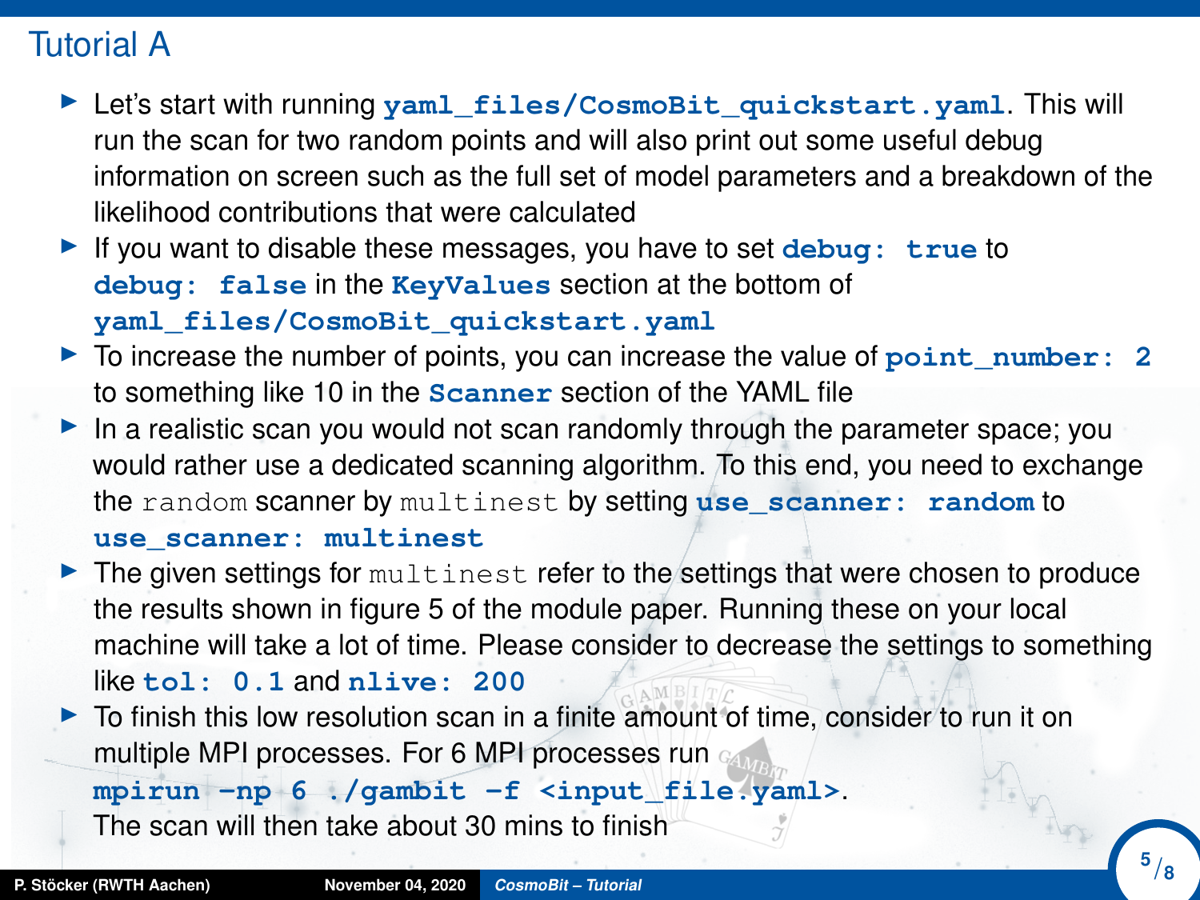# Tutorial A

- Let's start with running `yaml_files/CosmoBit_quickstart.yaml`. This will run the scan for two random points and will also print out some useful debug information on screen such as the full set of model parameters and a breakdown of the likelihood contributions that were calculated
- If you want to disable these messages, you have to set `debug: true` to `debug: false` in the `KeyValues` section at the bottom of `yaml_files/CosmoBit_quickstart.yaml`
- To increase the number of points, you can increase the value of `point_number: 2` to something like 10 in the `Scanner` section of the YAML file
- In a realistic scan you would not scan randomly through the parameter space; you would rather use a dedicated scanning algorithm. To this end, you need to exchange the `random` scanner by `multinest` by setting `use_scanner: random` to `use_scanner: multinest`
- The given settings for `multinest` refer to the settings that were chosen to produce the results shown in figure 5 of the module paper. Running these on your local machine will take a lot of time. Please consider to decrease the settings to something like `tol: 0.1` and `nlive: 200`
- To finish this low resolution scan in a finite amount of time, consider to run it on multiple MPI processes. For 6 MPI processes run `mpirun -np 6 ./gambit -f <input_file.yaml>`.
  The scan will then take about 30 mins to finish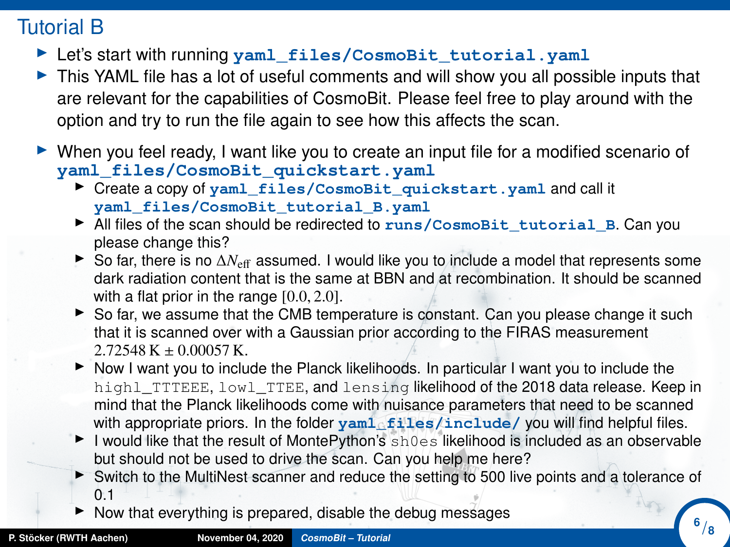# Tutorial B

- Let's start with running `yaml_files/CosmoBit_tutorial.yaml`
- This YAML file has a lot of useful comments and will show you all possible inputs that are relevant for the capabilities of CosmoBit. Please feel free to play around with the option and try to run the file again to see how this affects the scan.
- When you feel ready, I want like you to create an input file for a modified scenario of `yaml_files/CosmoBit_quickstart.yaml`
  - Create a copy of `yaml_files/CosmoBit_quickstart.yaml` and call it `yaml_files/CosmoBit_tutorial_B.yaml`
  - All files of the scan should be redirected to `runs/CosmoBit_tutorial_B`. Can you please change this?
  - So far, there is no $\Delta N_\mathrm{eff}$ assumed. I would like you to include a model that represents some dark radiation content that is the same at BBN and at recombination. It should be scanned with a flat prior in the range $[0.0, 2.0]$.
  - So far, we assume that the CMB temperature is constant. Can you please change it such that it is scanned over with a Gaussian prior according to the FIRAS measurement $2.72548\,\mathrm{K} \pm 0.00057\,\mathrm{K}$.
  - Now I want you to include the Planck likelihoods. In particular I want you to include the `highl_TTTEEE`, `lowl_TTEE`, and `lensing` likelihood of the 2018 data release. Keep in mind that the Planck likelihoods come with nuisance parameters that need to be scanned with appropriate priors. In the folder `yaml_files/include/` you will find helpful files.
  - I would like that the result of MontePython's `sh0es` likelihood is included as an observable but should not be used to drive the scan. Can you help me here?
  - Switch to the MultiNest scanner and reduce the setting to 500 live points and a tolerance of 0.1
  - Now that everything is prepared, disable the debug messages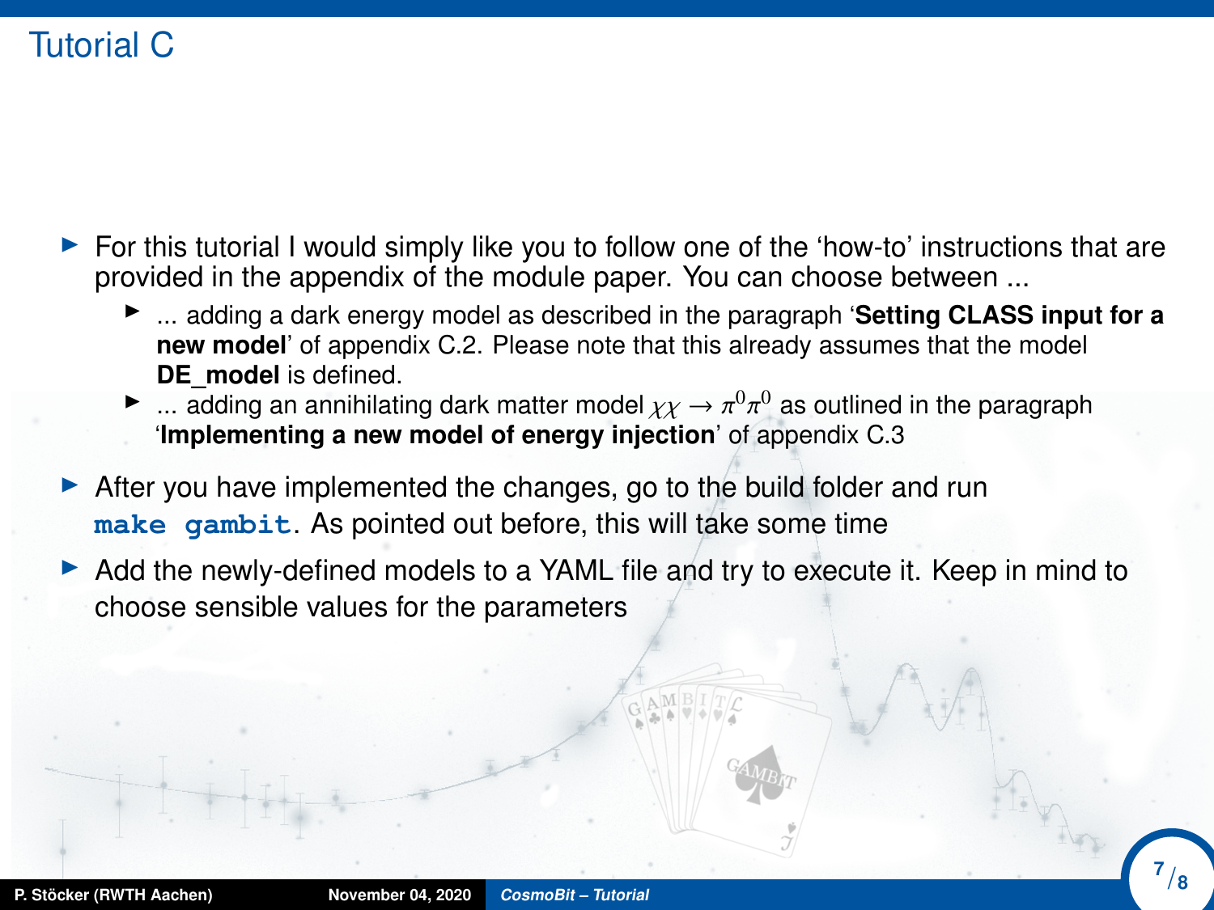# Tutorial C

- For this tutorial I would simply like you to follow one of the 'how-to' instructions that are provided in the appendix of the module paper. You can choose between ...
  - ... adding a dark energy model as described in the paragraph '**Setting CLASS input for a new model**' of appendix C.2. Please note that this already assumes that the model **DE_model** is defined.
  - ... adding an annihilating dark matter model $\chi\chi \to \pi^0\pi^0$ as outlined in the paragraph '**Implementing a new model of energy injection**' of appendix C.3
- After you have implemented the changes, go to the build folder and run `make gambit`. As pointed out before, this will take some time
- Add the newly-defined models to a YAML file and try to execute it. Keep in mind to choose sensible values for the parameters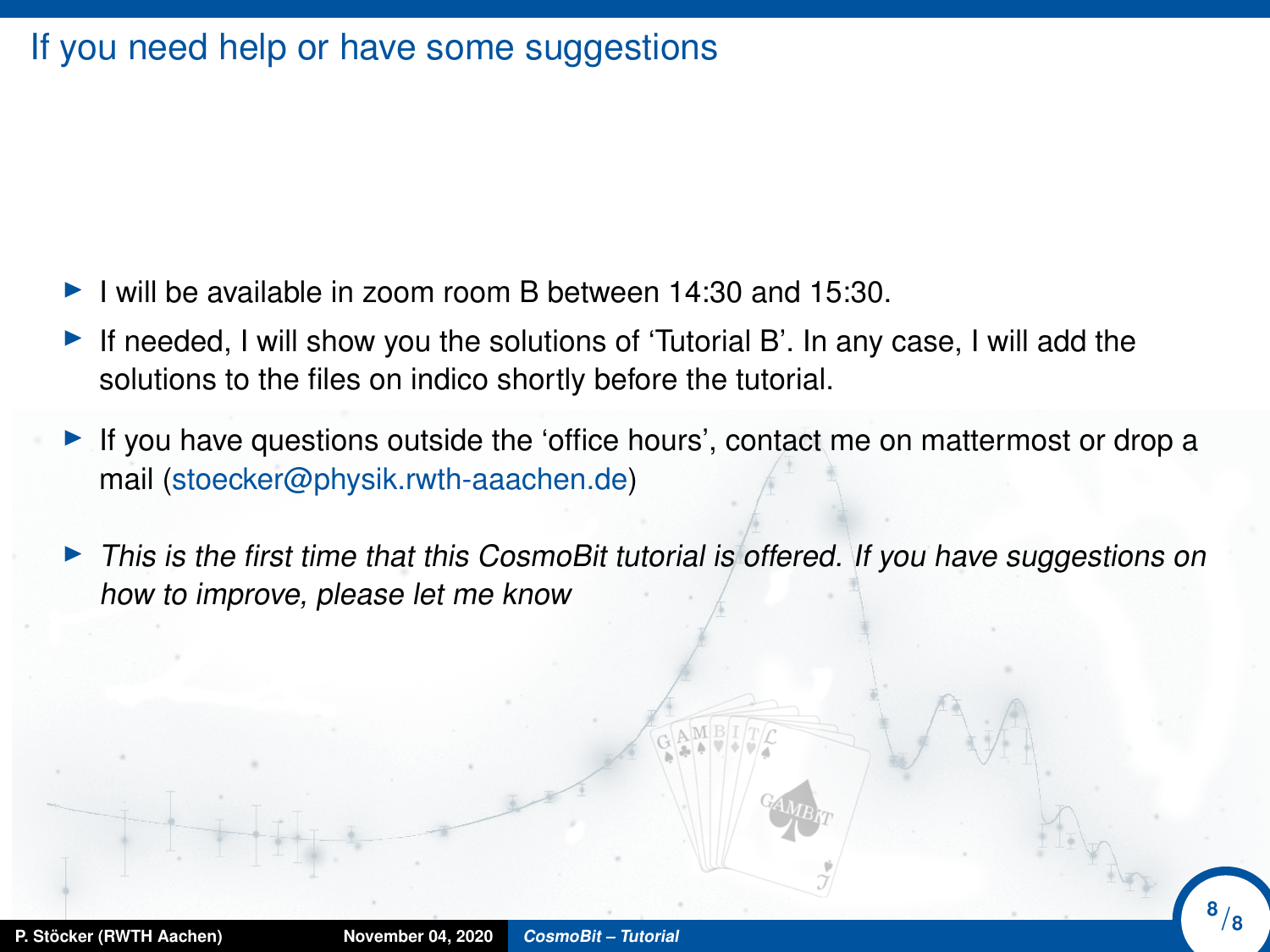# If you need help or have some suggestions

- I will be available in zoom room B between 14:30 and 15:30.
- If needed, I will show you the solutions of ‘Tutorial B’. In any case, I will add the solutions to the files on indico shortly before the tutorial.
- If you have questions outside the ‘office hours’, contact me on mattermost or drop a mail (stoecker@physik.rwth-aaachen.de)
- *This is the first time that this CosmoBit tutorial is offered. If you have suggestions on how to improve, please let me know*